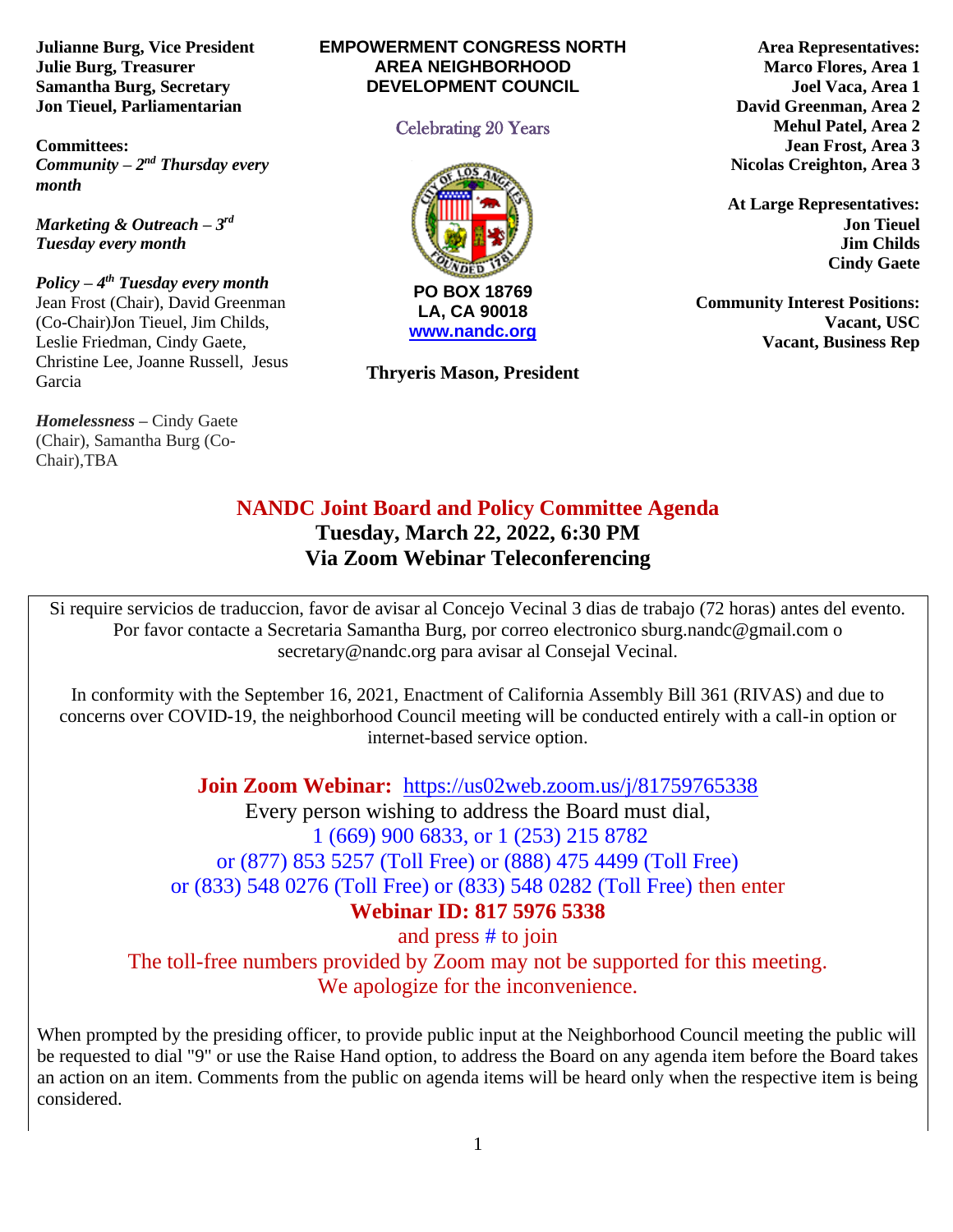**Julianne Burg, Vice President**
**Julie Burg, Treasurer**
**Samantha Burg, Secretary**
**Jon Tieuel, Parliamentarian**

**Committees:**
***Community – 2nd Thursday every month***

***Marketing & Outreach – 3rd Tuesday every month***

***Policy – 4th Tuesday every month***
Jean Frost (Chair), David Greenman (Co-Chair)Jon Tieuel, Jim Childs, Leslie Friedman, Cindy Gaete, Christine Lee, Joanne Russell, Jesus Garcia

***Homelessness*** – Cindy Gaete (Chair), Samantha Burg (Co-Chair),TBA

**EMPOWERMENT CONGRESS NORTH AREA NEIGHBORHOOD DEVELOPMENT COUNCIL**

Celebrating 20 Years

**PO BOX 18769**
**LA, CA 90018**
**www.nandc.org**

**Thryeris Mason, President**

**Area Representatives:**
**Marco Flores, Area 1**
**Joel Vaca, Area 1**
**David Greenman, Area 2**
**Mehul Patel, Area 2**
**Jean Frost, Area 3**
**Nicolas Creighton, Area 3**

**At Large Representatives:**
**Jon Tieuel**
**Jim Childs**
**Cindy Gaete**

**Community Interest Positions:**
**Vacant, USC**
**Vacant, Business Rep**

# NANDC Joint Board and Policy Committee Agenda

## Tuesday, March 22, 2022, 6:30 PM
## Via Zoom Webinar Teleconferencing

Si require servicios de traduccion, favor de avisar al Concejo Vecinal 3 dias de trabajo (72 horas) antes del evento. Por favor contacte a Secretaria Samantha Burg, por correo electronico sburg.nandc@gmail.com o secretary@nandc.org para avisar al Consejal Vecinal.

In conformity with the September 16, 2021, Enactment of California Assembly Bill 361 (RIVAS) and due to concerns over COVID-19, the neighborhood Council meeting will be conducted entirely with a call-in option or internet-based service option.

**Join Zoom Webinar:** https://us02web.zoom.us/j/81759765338
Every person wishing to address the Board must dial,
1 (669) 900 6833, or 1 (253) 215 8782
or (877) 853 5257 (Toll Free) or (888) 475 4499 (Toll Free)
or (833) 548 0276 (Toll Free) or (833) 548 0282 (Toll Free) then enter
**Webinar ID: 817 5976 5338**
and press # to join
The toll-free numbers provided by Zoom may not be supported for this meeting.
We apologize for the inconvenience.

When prompted by the presiding officer, to provide public input at the Neighborhood Council meeting the public will be requested to dial "9" or use the Raise Hand option, to address the Board on any agenda item before the Board takes an action on an item. Comments from the public on agenda items will be heard only when the respective item is being considered.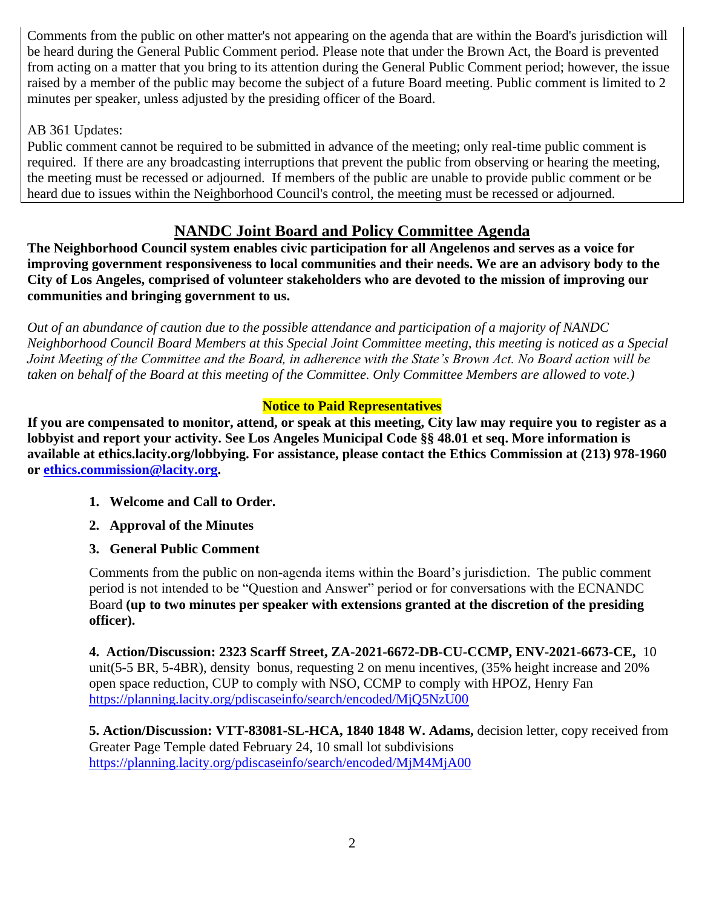Comments from the public on other matter's not appearing on the agenda that are within the Board's jurisdiction will be heard during the General Public Comment period. Please note that under the Brown Act, the Board is prevented from acting on a matter that you bring to its attention during the General Public Comment period; however, the issue raised by a member of the public may become the subject of a future Board meeting. Public comment is limited to 2 minutes per speaker, unless adjusted by the presiding officer of the Board.

AB 361 Updates:
Public comment cannot be required to be submitted in advance of the meeting; only real-time public comment is required. If there are any broadcasting interruptions that prevent the public from observing or hearing the meeting, the meeting must be recessed or adjourned. If members of the public are unable to provide public comment or be heard due to issues within the Neighborhood Council's control, the meeting must be recessed or adjourned.

## NANDC Joint Board and Policy Committee Agenda

**The Neighborhood Council system enables civic participation for all Angelenos and serves as a voice for improving government responsiveness to local communities and their needs. We are an advisory body to the City of Los Angeles, comprised of volunteer stakeholders who are devoted to the mission of improving our communities and bringing government to us.**

*Out of an abundance of caution due to the possible attendance and participation of a majority of NANDC Neighborhood Council Board Members at this Special Joint Committee meeting, this meeting is noticed as a Special Joint Meeting of the Committee and the Board, in adherence with the State's Brown Act. No Board action will be taken on behalf of the Board at this meeting of the Committee. Only Committee Members are allowed to vote.)*

**Notice to Paid Representatives**

**If you are compensated to monitor, attend, or speak at this meeting, City law may require you to register as a lobbyist and report your activity. See Los Angeles Municipal Code §§ 48.01 et seq. More information is available at ethics.lacity.org/lobbying. For assistance, please contact the Ethics Commission at (213) 978-1960 or [ethics.commission@lacity.org](mailto:ethics.commission@lacity.org).**

1. **Welcome and Call to Order.**
2. **Approval of the Minutes**
3. **General Public Comment**

   Comments from the public on non-agenda items within the Board's jurisdiction. The public comment period is not intended to be "Question and Answer" period or for conversations with the ECNANDC Board **(up to two minutes per speaker with extensions granted at the discretion of the presiding officer).**

**4. Action/Discussion: 2323 Scarff Street, ZA-2021-6672-DB-CU-CCMP, ENV-2021-6673-CE,** 10 unit(5-5 BR, 5-4BR), density bonus, requesting 2 on menu incentives, (35% height increase and 20% open space reduction, CUP to comply with NSO, CCMP to comply with HPOZ, Henry Fan https://planning.lacity.org/pdiscaseinfo/search/encoded/MjQ5NzU00

**5. Action/Discussion: VTT-83081-SL-HCA, 1840 1848 W. Adams,** decision letter, copy received from Greater Page Temple dated February 24, 10 small lot subdivisions https://planning.lacity.org/pdiscaseinfo/search/encoded/MjM4MjA00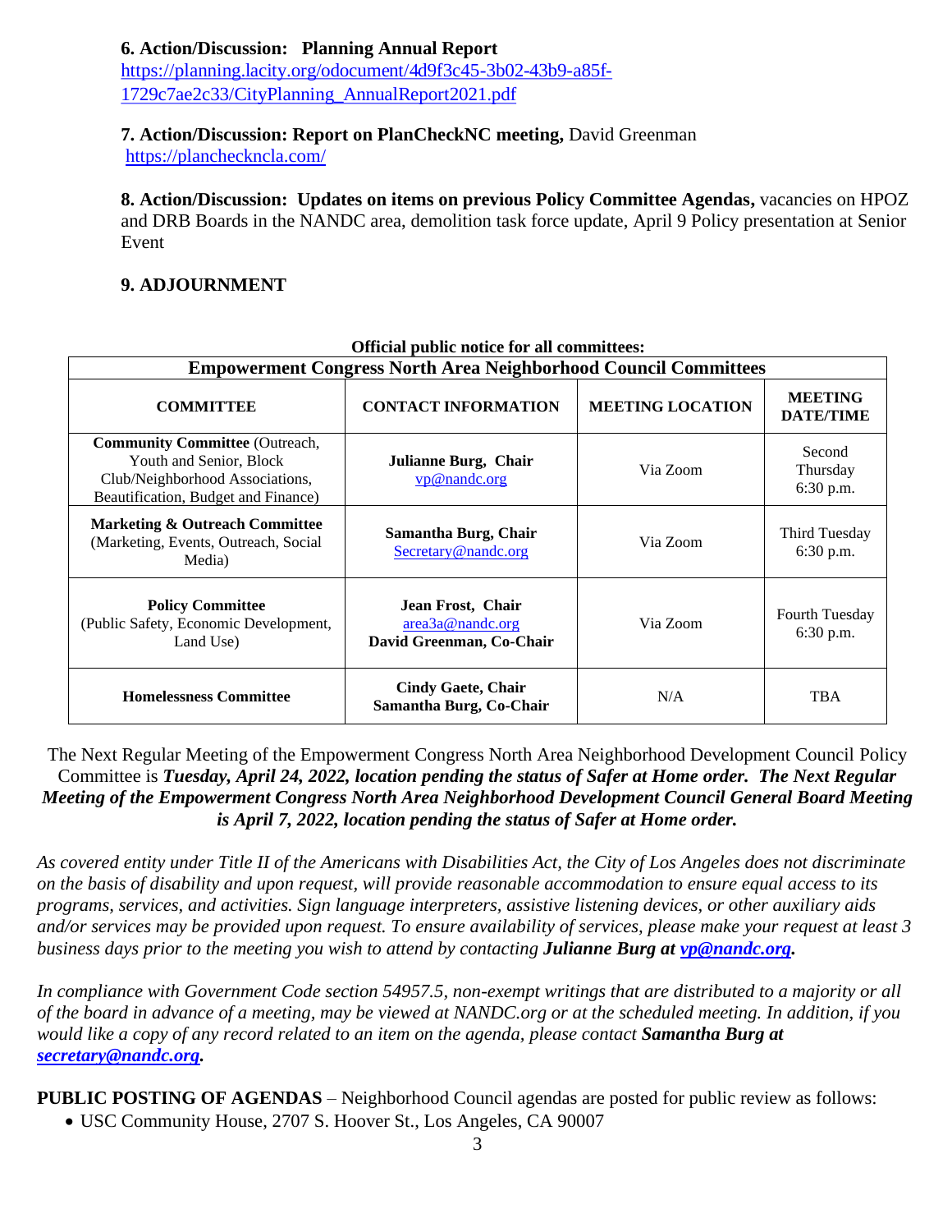**6. Action/Discussion: Planning Annual Report**
https://planning.lacity.org/odocument/4d9f3c45-3b02-43b9-a85f-1729c7ae2c33/CityPlanning_AnnualReport2021.pdf

**7. Action/Discussion: Report on PlanCheckNC meeting,** David Greenman
https://planchecknc la.com/

**8. Action/Discussion: Updates on items on previous Policy Committee Agendas,** vacancies on HPOZ and DRB Boards in the NANDC area, demolition task force update, April 9 Policy presentation at Senior Event

**9. ADJOURNMENT**

**Official public notice for all committees:**

| **Empowerment Congress North Area Neighborhood Council Committees** | | | |
|---|---|---|---|
| **COMMITTEE** | **CONTACT INFORMATION** | **MEETING LOCATION** | **MEETING DATE/TIME** |
| **Community Committee** (Outreach, Youth and Senior, Block Club/Neighborhood Associations, Beautification, Budget and Finance) | **Julianne Burg, Chair** vp@nandc.org | Via Zoom | Second Thursday 6:30 p.m. |
| **Marketing & Outreach Committee** (Marketing, Events, Outreach, Social Media) | **Samantha Burg, Chair** Secretary@nandc.org | Via Zoom | Third Tuesday 6:30 p.m. |
| **Policy Committee** (Public Safety, Economic Development, Land Use) | **Jean Frost, Chair** area3a@nandc.org **David Greenman, Co-Chair** | Via Zoom | Fourth Tuesday 6:30 p.m. |
| **Homelessness Committee** | **Cindy Gaete, Chair** **Samantha Burg, Co-Chair** | N/A | TBA |

The Next Regular Meeting of the Empowerment Congress North Area Neighborhood Development Council Policy Committee is ***Tuesday, April 24, 2022, location pending the status of Safer at Home order. The Next Regular Meeting of the Empowerment Congress North Area Neighborhood Development Council General Board Meeting is April 7, 2022, location pending the status of Safer at Home order.***

*As covered entity under Title II of the Americans with Disabilities Act, the City of Los Angeles does not discriminate on the basis of disability and upon request, will provide reasonable accommodation to ensure equal access to its programs, services, and activities. Sign language interpreters, assistive listening devices, or other auxiliary aids and/or services may be provided upon request. To ensure availability of services, please make your request at least 3 business days prior to the meeting you wish to attend by contacting* ***Julianne Burg at vp@nandc.org.***

*In compliance with Government Code section 54957.5, non-exempt writings that are distributed to a majority or all of the board in advance of a meeting, may be viewed at NANDC.org or at the scheduled meeting. In addition, if you would like a copy of any record related to an item on the agenda, please contact* ***Samantha Burg at secretary@nandc.org.***

**PUBLIC POSTING OF AGENDAS** – Neighborhood Council agendas are posted for public review as follows:

- USC Community House, 2707 S. Hoover St., Los Angeles, CA 90007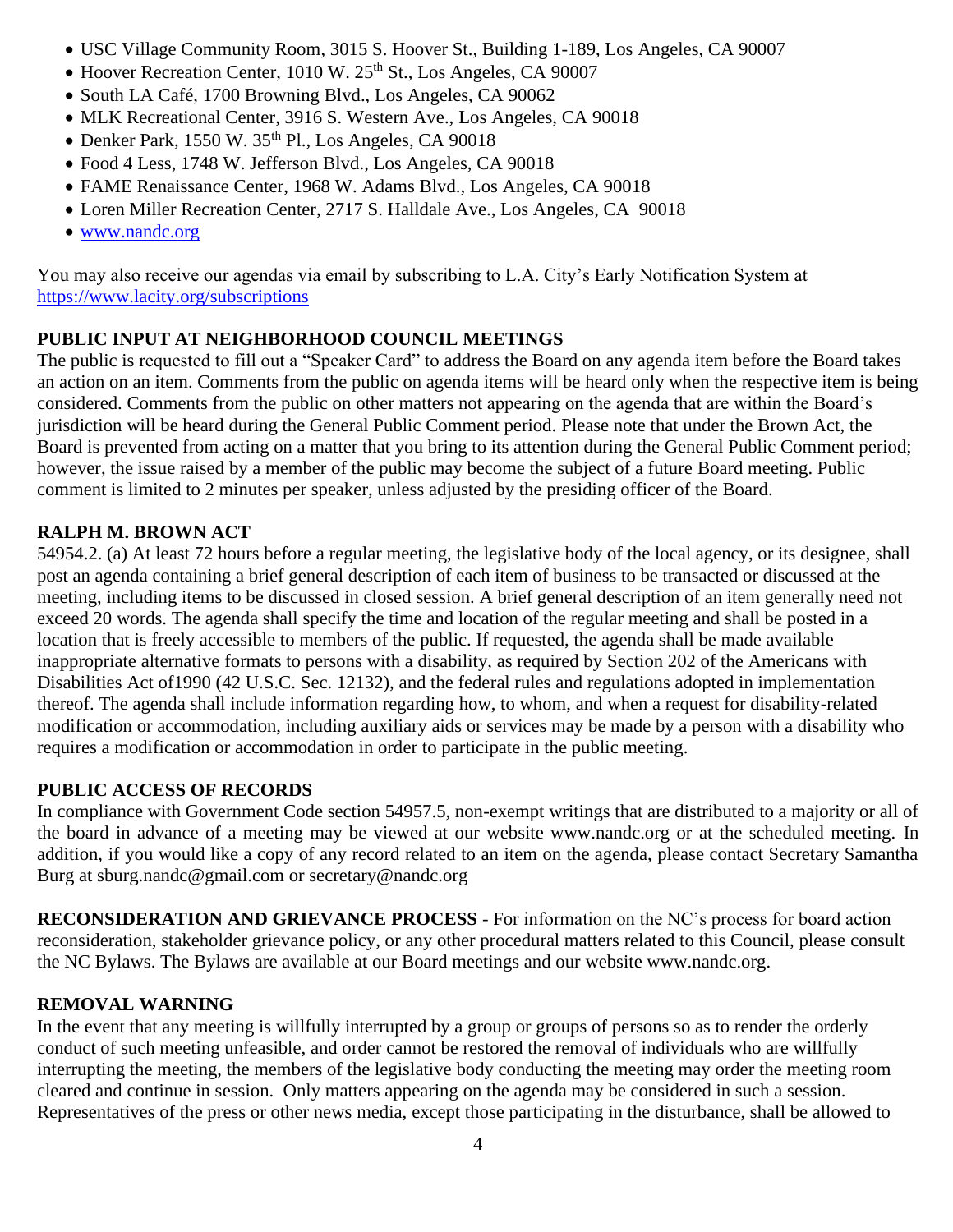- USC Village Community Room, 3015 S. Hoover St., Building 1-189, Los Angeles, CA 90007
- Hoover Recreation Center, 1010 W. 25th St., Los Angeles, CA 90007
- South LA Café, 1700 Browning Blvd., Los Angeles, CA 90062
- MLK Recreational Center, 3916 S. Western Ave., Los Angeles, CA 90018
- Denker Park, 1550 W. 35th Pl., Los Angeles, CA 90018
- Food 4 Less, 1748 W. Jefferson Blvd., Los Angeles, CA 90018
- FAME Renaissance Center, 1968 W. Adams Blvd., Los Angeles, CA 90018
- Loren Miller Recreation Center, 2717 S. Halldale Ave., Los Angeles, CA 90018
- [www.nandc.org](http://www.nandc.org)

You may also receive our agendas via email by subscribing to L.A. City's Early Notification System at [https://www.lacity.org/subscriptions](https://www.lacity.org/subscriptions)

**PUBLIC INPUT AT NEIGHBORHOOD COUNCIL MEETINGS**

The public is requested to fill out a "Speaker Card" to address the Board on any agenda item before the Board takes an action on an item. Comments from the public on agenda items will be heard only when the respective item is being considered. Comments from the public on other matters not appearing on the agenda that are within the Board's jurisdiction will be heard during the General Public Comment period. Please note that under the Brown Act, the Board is prevented from acting on a matter that you bring to its attention during the General Public Comment period; however, the issue raised by a member of the public may become the subject of a future Board meeting. Public comment is limited to 2 minutes per speaker, unless adjusted by the presiding officer of the Board.

**RALPH M. BROWN ACT**

54954.2. (a) At least 72 hours before a regular meeting, the legislative body of the local agency, or its designee, shall post an agenda containing a brief general description of each item of business to be transacted or discussed at the meeting, including items to be discussed in closed session. A brief general description of an item generally need not exceed 20 words. The agenda shall specify the time and location of the regular meeting and shall be posted in a location that is freely accessible to members of the public. If requested, the agenda shall be made available inappropriate alternative formats to persons with a disability, as required by Section 202 of the Americans with Disabilities Act of1990 (42 U.S.C. Sec. 12132), and the federal rules and regulations adopted in implementation thereof. The agenda shall include information regarding how, to whom, and when a request for disability-related modification or accommodation, including auxiliary aids or services may be made by a person with a disability who requires a modification or accommodation in order to participate in the public meeting.

**PUBLIC ACCESS OF RECORDS**

In compliance with Government Code section 54957.5, non-exempt writings that are distributed to a majority or all of the board in advance of a meeting may be viewed at our website www.nandc.org or at the scheduled meeting. In addition, if you would like a copy of any record related to an item on the agenda, please contact Secretary Samantha Burg at sburg.nandc@gmail.com or secretary@nandc.org

**RECONSIDERATION AND GRIEVANCE PROCESS** - For information on the NC's process for board action reconsideration, stakeholder grievance policy, or any other procedural matters related to this Council, please consult the NC Bylaws. The Bylaws are available at our Board meetings and our website www.nandc.org.

**REMOVAL WARNING**

In the event that any meeting is willfully interrupted by a group or groups of persons so as to render the orderly conduct of such meeting unfeasible, and order cannot be restored the removal of individuals who are willfully interrupting the meeting, the members of the legislative body conducting the meeting may order the meeting room cleared and continue in session. Only matters appearing on the agenda may be considered in such a session. Representatives of the press or other news media, except those participating in the disturbance, shall be allowed to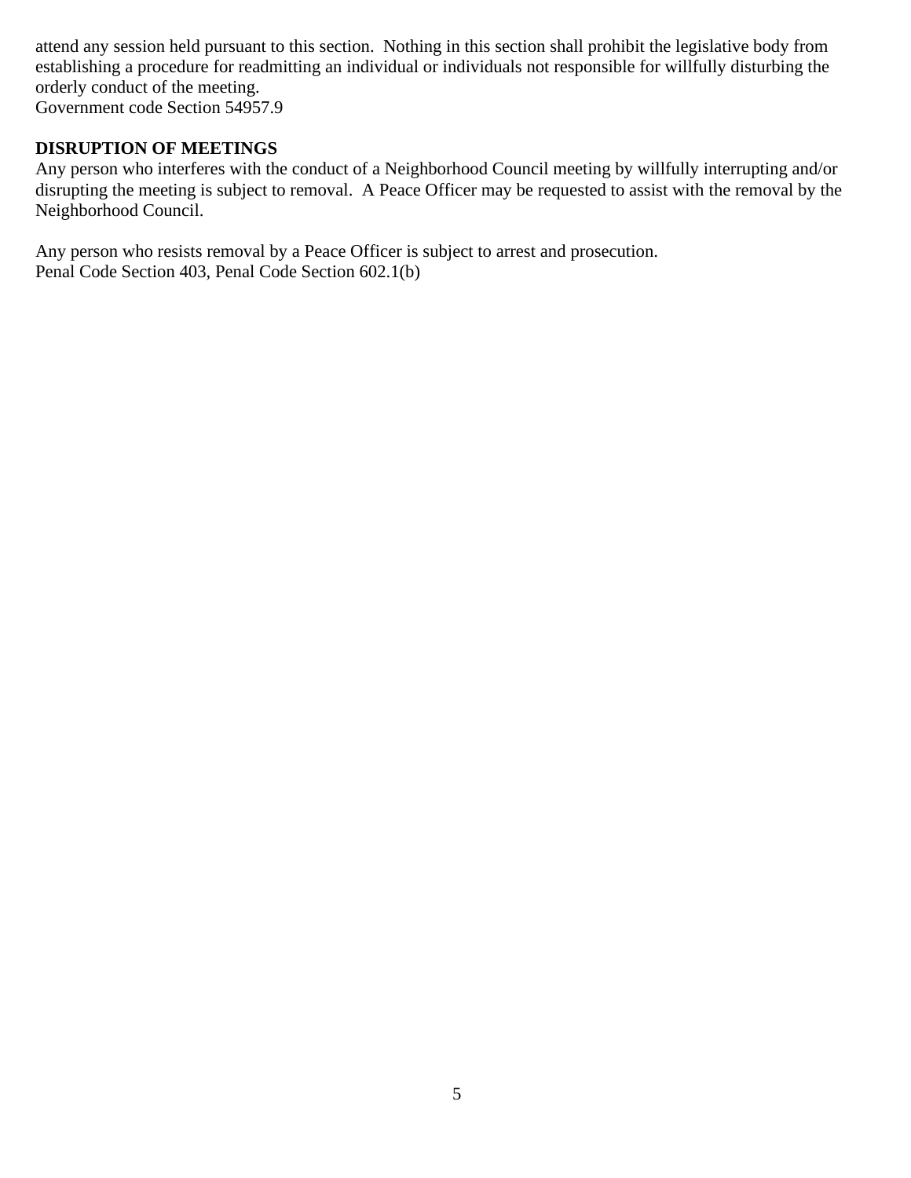attend any session held pursuant to this section. Nothing in this section shall prohibit the legislative body from establishing a procedure for readmitting an individual or individuals not responsible for willfully disturbing the orderly conduct of the meeting.
Government code Section 54957.9

**DISRUPTION OF MEETINGS**
Any person who interferes with the conduct of a Neighborhood Council meeting by willfully interrupting and/or disrupting the meeting is subject to removal. A Peace Officer may be requested to assist with the removal by the Neighborhood Council.

Any person who resists removal by a Peace Officer is subject to arrest and prosecution.
Penal Code Section 403, Penal Code Section 602.1(b)